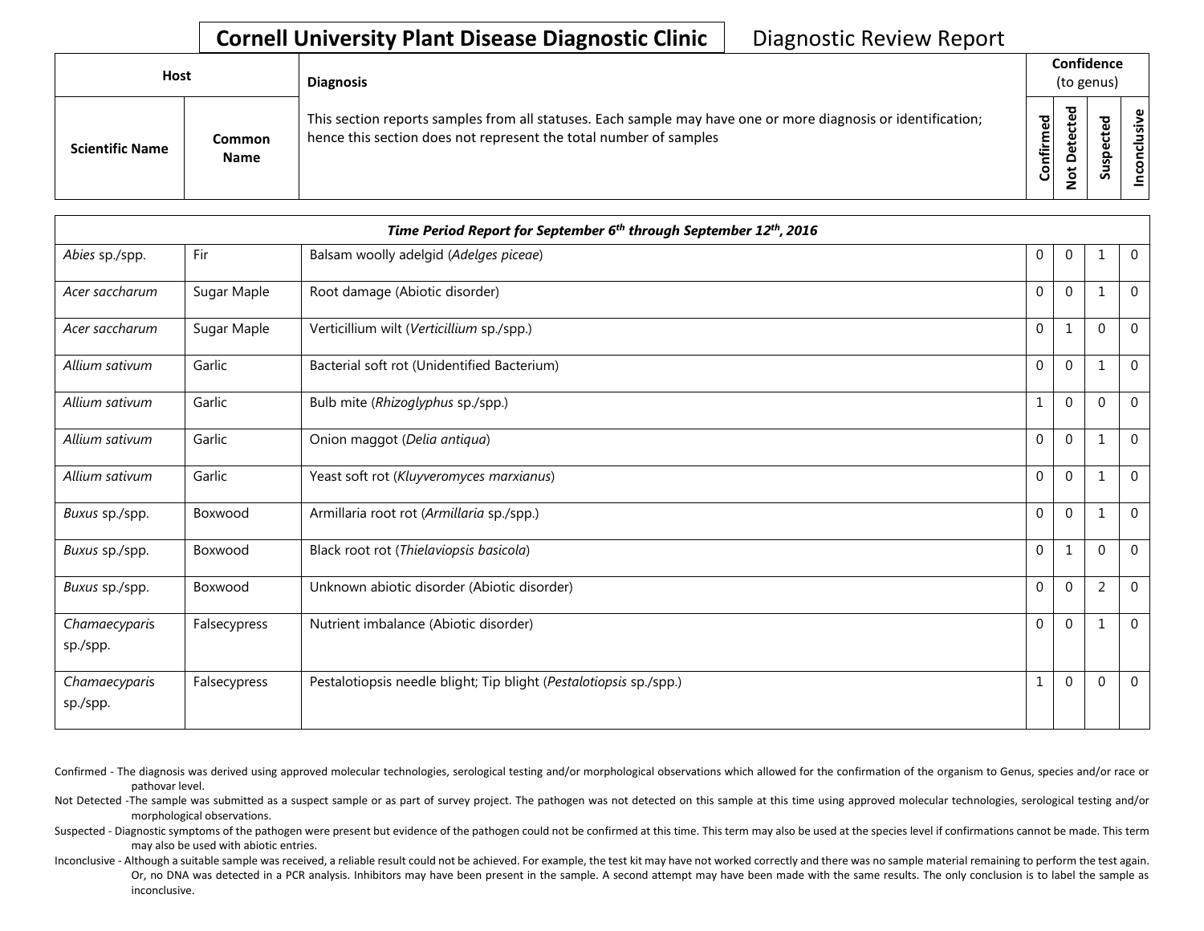# Cornell University Plant Disease Diagnostic Clinic

Diagnostic Review Report

| Host | | Diagnosis | Confidence (to genus) | | | |
|---|---|---|---|---|---|---|
| Scientific Name | Common Name | This section reports samples from all statuses. Each sample may have one or more diagnosis or identification; hence this section does not represent the total number of samples | Confirmed | Not Detected | Suspected | Inconclusive |
| ***Time Period Report for September 6th through September 12th, 2016*** | | | | | | |
| *Abies* sp./spp. | Fir | Balsam woolly adelgid (*Adelges piceae*) | 0 | 0 | 1 | 0 |
| *Acer saccharum* | Sugar Maple | Root damage (Abiotic disorder) | 0 | 0 | 1 | 0 |
| *Acer saccharum* | Sugar Maple | Verticillium wilt (*Verticillium* sp./spp.) | 0 | 1 | 0 | 0 |
| *Allium sativum* | Garlic | Bacterial soft rot (Unidentified Bacterium) | 0 | 0 | 1 | 0 |
| *Allium sativum* | Garlic | Bulb mite (*Rhizoglyphus* sp./spp.) | 1 | 0 | 0 | 0 |
| *Allium sativum* | Garlic | Onion maggot (*Delia antiqua*) | 0 | 0 | 1 | 0 |
| *Allium sativum* | Garlic | Yeast soft rot (*Kluyveromyces marxianus*) | 0 | 0 | 1 | 0 |
| *Buxus* sp./spp. | Boxwood | Armillaria root rot (*Armillaria* sp./spp.) | 0 | 0 | 1 | 0 |
| *Buxus* sp./spp. | Boxwood | Black root rot (*Thielaviopsis basicola*) | 0 | 1 | 0 | 0 |
| *Buxus* sp./spp. | Boxwood | Unknown abiotic disorder (Abiotic disorder) | 0 | 0 | 2 | 0 |
| *Chamaecyparis* sp./spp. | Falsecypress | Nutrient imbalance (Abiotic disorder) | 0 | 0 | 1 | 0 |
| *Chamaecyparis* sp./spp. | Falsecypress | Pestalotiopsis needle blight; Tip blight (*Pestalotiopsis* sp./spp.) | 1 | 0 | 0 | 0 |

Confirmed - The diagnosis was derived using approved molecular technologies, serological testing and/or morphological observations which allowed for the confirmation of the organism to Genus, species and/or race or pathovar level.

Not Detected -The sample was submitted as a suspect sample or as part of survey project. The pathogen was not detected on this sample at this time using approved molecular technologies, serological testing and/or morphological observations.

Suspected - Diagnostic symptoms of the pathogen were present but evidence of the pathogen could not be confirmed at this time. This term may also be used at the species level if confirmations cannot be made. This term may also be used with abiotic entries.

Inconclusive - Although a suitable sample was received, a reliable result could not be achieved. For example, the test kit may have not worked correctly and there was no sample material remaining to perform the test again. Or, no DNA was detected in a PCR analysis. Inhibitors may have been present in the sample. A second attempt may have been made with the same results. The only conclusion is to label the sample as inconclusive.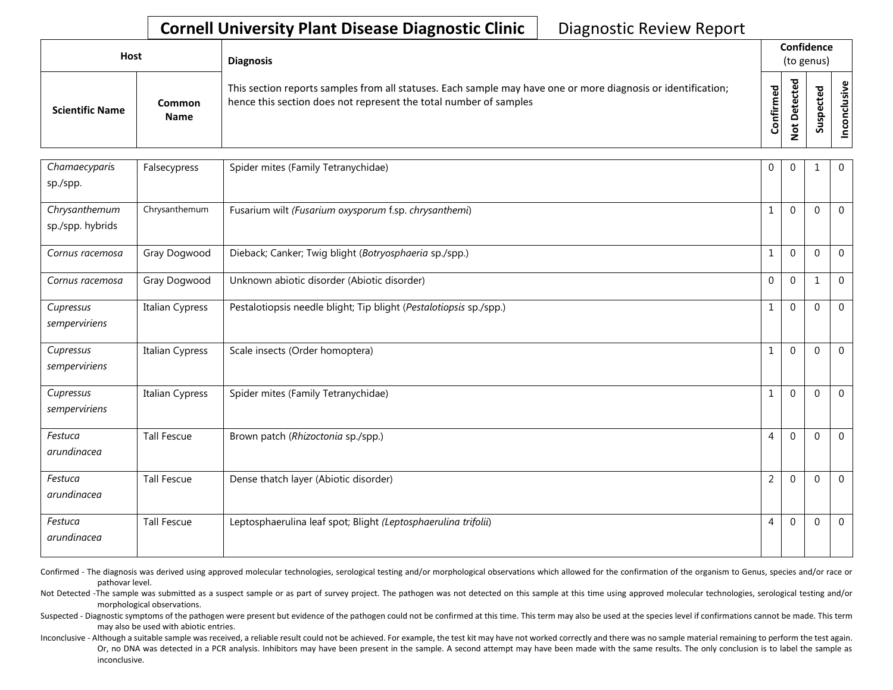# Cornell University Plant Disease Diagnostic Clinic

Diagnostic Review Report

| Host | | Diagnosis | Confidence (to genus) | | | |
|---|---|---|---|---|---|---|
| Scientific Name | Common Name | This section reports samples from all statuses. Each sample may have one or more diagnosis or identification; hence this section does not represent the total number of samples | Confirmed | Not Detected | Suspected | Inconclusive |
| *Chamaecyparis* sp./spp. | Falsecypress | Spider mites (Family Tetranychidae) | 0 | 0 | 1 | 0 |
| *Chrysanthemum* sp./spp. hybrids | Chrysanthemum | Fusarium wilt *(Fusarium oxysporum* f.sp. *chrysanthemi*) | 1 | 0 | 0 | 0 |
| *Cornus racemosa* | Gray Dogwood | Dieback; Canker; Twig blight (*Botryosphaeria* sp./spp.) | 1 | 0 | 0 | 0 |
| *Cornus racemosa* | Gray Dogwood | Unknown abiotic disorder (Abiotic disorder) | 0 | 0 | 1 | 0 |
| *Cupressus semperviriens* | Italian Cypress | Pestalotiopsis needle blight; Tip blight (*Pestalotiopsis* sp./spp.) | 1 | 0 | 0 | 0 |
| *Cupressus semperviriens* | Italian Cypress | Scale insects (Order homoptera) | 1 | 0 | 0 | 0 |
| *Cupressus semperviriens* | Italian Cypress | Spider mites (Family Tetranychidae) | 1 | 0 | 0 | 0 |
| *Festuca arundinacea* | Tall Fescue | Brown patch (*Rhizoctonia* sp./spp.) | 4 | 0 | 0 | 0 |
| *Festuca arundinacea* | Tall Fescue | Dense thatch layer (Abiotic disorder) | 2 | 0 | 0 | 0 |
| *Festuca arundinacea* | Tall Fescue | Leptosphaerulina leaf spot; Blight *(Leptosphaerulina trifolii*) | 4 | 0 | 0 | 0 |

Confirmed - The diagnosis was derived using approved molecular technologies, serological testing and/or morphological observations which allowed for the confirmation of the organism to Genus, species and/or race or pathovar level.

Not Detected -The sample was submitted as a suspect sample or as part of survey project. The pathogen was not detected on this sample at this time using approved molecular technologies, serological testing and/or morphological observations.

Suspected - Diagnostic symptoms of the pathogen were present but evidence of the pathogen could not be confirmed at this time. This term may also be used at the species level if confirmations cannot be made. This term may also be used with abiotic entries.

Inconclusive - Although a suitable sample was received, a reliable result could not be achieved. For example, the test kit may have not worked correctly and there was no sample material remaining to perform the test again. Or, no DNA was detected in a PCR analysis. Inhibitors may have been present in the sample. A second attempt may have been made with the same results. The only conclusion is to label the sample as inconclusive.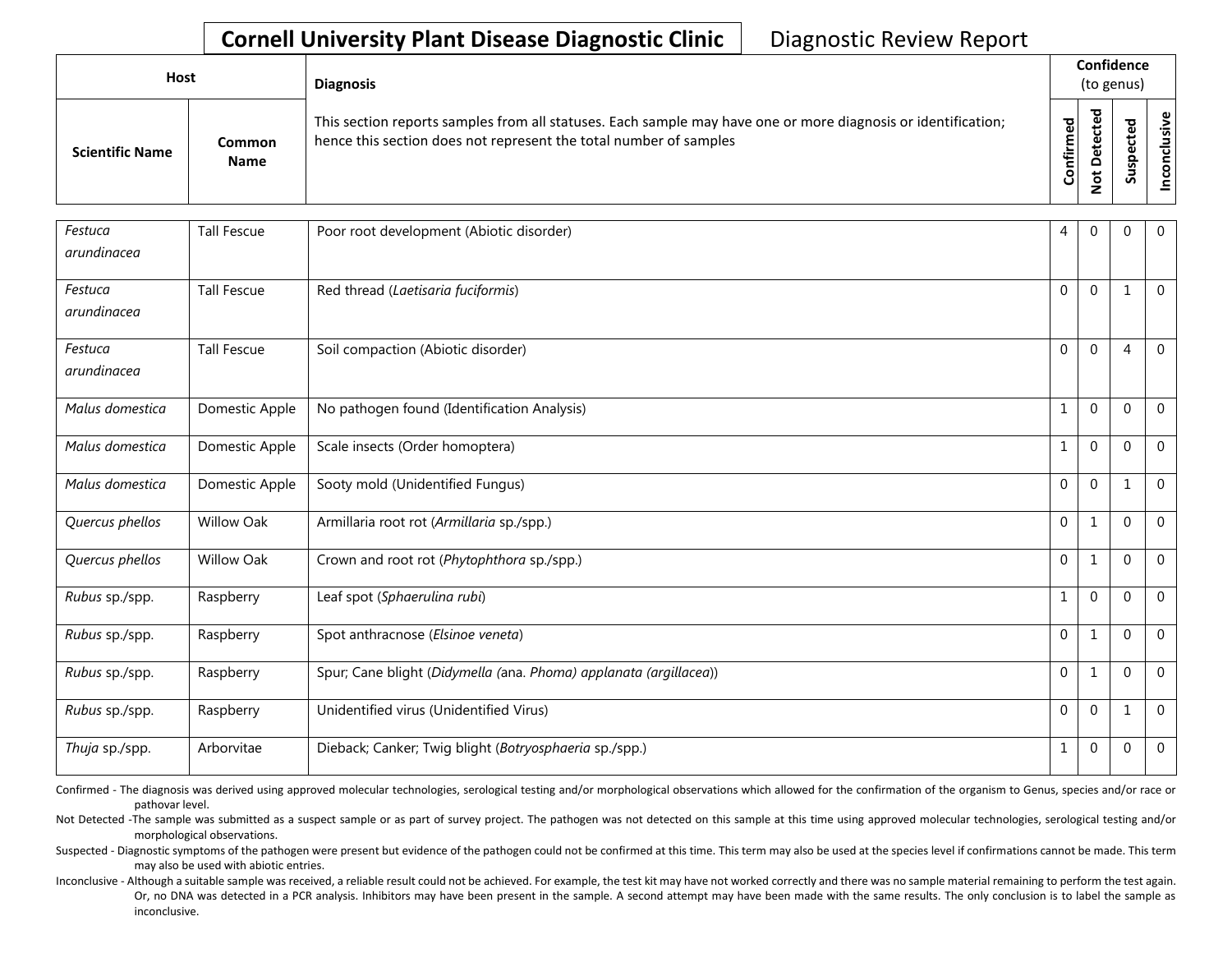**Cornell University Plant Disease Diagnostic Clinic** Diagnostic Review Report

| Host | | Diagnosis | Confidence (to genus) | | | |
|---|---|---|---|---|---|---|
| Scientific Name | Common Name | This section reports samples from all statuses. Each sample may have one or more diagnosis or identification; hence this section does not represent the total number of samples | Confirmed | Not Detected | Suspected | Inconclusive |
| *Festuca arundinacea* | Tall Fescue | Poor root development (Abiotic disorder) | 4 | 0 | 0 | 0 |
| *Festuca arundinacea* | Tall Fescue | Red thread (*Laetisaria fuciformis*) | 0 | 0 | 1 | 0 |
| *Festuca arundinacea* | Tall Fescue | Soil compaction (Abiotic disorder) | 0 | 0 | 4 | 0 |
| *Malus domestica* | Domestic Apple | No pathogen found (Identification Analysis) | 1 | 0 | 0 | 0 |
| *Malus domestica* | Domestic Apple | Scale insects (Order homoptera) | 1 | 0 | 0 | 0 |
| *Malus domestica* | Domestic Apple | Sooty mold (Unidentified Fungus) | 0 | 0 | 1 | 0 |
| *Quercus phellos* | Willow Oak | Armillaria root rot (*Armillaria* sp./spp.) | 0 | 1 | 0 | 0 |
| *Quercus phellos* | Willow Oak | Crown and root rot (*Phytophthora* sp./spp.) | 0 | 1 | 0 | 0 |
| *Rubus* sp./spp. | Raspberry | Leaf spot (*Sphaerulina rubi*) | 1 | 0 | 0 | 0 |
| *Rubus* sp./spp. | Raspberry | Spot anthracnose (*Elsinoe veneta*) | 0 | 1 | 0 | 0 |
| *Rubus* sp./spp. | Raspberry | Spur; Cane blight (*Didymella (*ana. *Phoma) applanata (argillacea)*) | 0 | 1 | 0 | 0 |
| *Rubus* sp./spp. | Raspberry | Unidentified virus (Unidentified Virus) | 0 | 0 | 1 | 0 |
| *Thuja* sp./spp. | Arborvitae | Dieback; Canker; Twig blight (*Botryosphaeria* sp./spp.) | 1 | 0 | 0 | 0 |

Confirmed - The diagnosis was derived using approved molecular technologies, serological testing and/or morphological observations which allowed for the confirmation of the organism to Genus, species and/or race or pathovar level.

Not Detected -The sample was submitted as a suspect sample or as part of survey project. The pathogen was not detected on this sample at this time using approved molecular technologies, serological testing and/or morphological observations.

Suspected - Diagnostic symptoms of the pathogen were present but evidence of the pathogen could not be confirmed at this time. This term may also be used at the species level if confirmations cannot be made. This term may also be used with abiotic entries.

Inconclusive - Although a suitable sample was received, a reliable result could not be achieved. For example, the test kit may have not worked correctly and there was no sample material remaining to perform the test again. Or, no DNA was detected in a PCR analysis. Inhibitors may have been present in the sample. A second attempt may have been made with the same results. The only conclusion is to label the sample as inconclusive.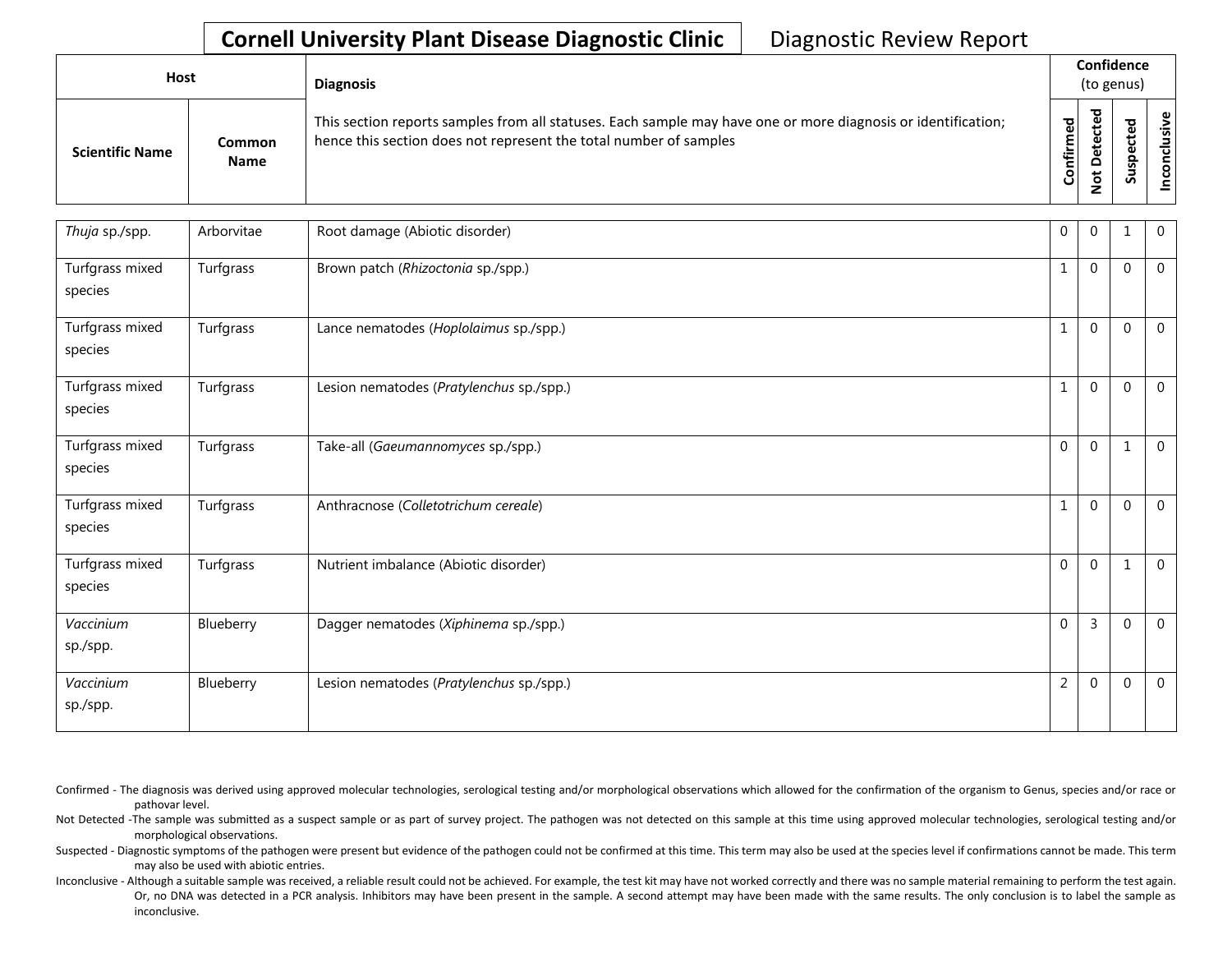**Cornell University Plant Disease Diagnostic Clinic** Diagnostic Review Report

| Host | | Diagnosis | Confidence (to genus) | | | |
|---|---|---|---|---|---|---|
| Scientific Name | Common Name | This section reports samples from all statuses. Each sample may have one or more diagnosis or identification; hence this section does not represent the total number of samples | Confirmed | Not Detected | Suspected | Inconclusive |
| *Thuja* sp./spp. | Arborvitae | Root damage (Abiotic disorder) | 0 | 0 | 1 | 0 |
| Turfgrass mixed species | Turfgrass | Brown patch (*Rhizoctonia* sp./spp.) | 1 | 0 | 0 | 0 |
| Turfgrass mixed species | Turfgrass | Lance nematodes (*Hoplolaimus* sp./spp.) | 1 | 0 | 0 | 0 |
| Turfgrass mixed species | Turfgrass | Lesion nematodes (*Pratylenchus* sp./spp.) | 1 | 0 | 0 | 0 |
| Turfgrass mixed species | Turfgrass | Take-all (*Gaeumannomyces* sp./spp.) | 0 | 0 | 1 | 0 |
| Turfgrass mixed species | Turfgrass | Anthracnose (*Colletotrichum cereale*) | 1 | 0 | 0 | 0 |
| Turfgrass mixed species | Turfgrass | Nutrient imbalance (Abiotic disorder) | 0 | 0 | 1 | 0 |
| *Vaccinium* sp./spp. | Blueberry | Dagger nematodes (*Xiphinema* sp./spp.) | 0 | 3 | 0 | 0 |
| *Vaccinium* sp./spp. | Blueberry | Lesion nematodes (*Pratylenchus* sp./spp.) | 2 | 0 | 0 | 0 |

Confirmed - The diagnosis was derived using approved molecular technologies, serological testing and/or morphological observations which allowed for the confirmation of the organism to Genus, species and/or race or pathovar level.

Not Detected -The sample was submitted as a suspect sample or as part of survey project. The pathogen was not detected on this sample at this time using approved molecular technologies, serological testing and/or morphological observations.

Suspected - Diagnostic symptoms of the pathogen were present but evidence of the pathogen could not be confirmed at this time. This term may also be used at the species level if confirmations cannot be made. This term may also be used with abiotic entries.

Inconclusive - Although a suitable sample was received, a reliable result could not be achieved. For example, the test kit may have not worked correctly and there was no sample material remaining to perform the test again. Or, no DNA was detected in a PCR analysis. Inhibitors may have been present in the sample. A second attempt may have been made with the same results. The only conclusion is to label the sample as inconclusive.